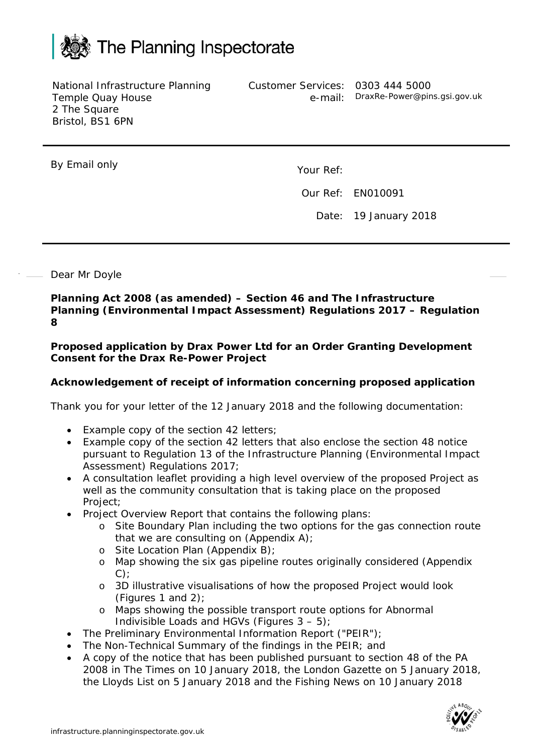The Planning Inspectorate

National Infrastructure Planning
Temple Quay House
2 The Square
Bristol, BS1 6PN

Customer Services: 0303 444 5000
e-mail: DraxRe-Power@pins.gsi.gov.uk

By Email only

Your Ref:
Our Ref: EN010091
Date: 19 January 2018

Dear Mr Doyle

**Planning Act 2008 (as amended) – Section 46 and The Infrastructure Planning (Environmental Impact Assessment) Regulations 2017 – Regulation 8**

**Proposed application by Drax Power Ltd for an Order Granting Development Consent for the Drax Re-Power Project**

**Acknowledgement of receipt of information concerning proposed application**

Thank you for your letter of the 12 January 2018 and the following documentation:

- Example copy of the section 42 letters;
- Example copy of the section 42 letters that also enclose the section 48 notice pursuant to Regulation 13 of the Infrastructure Planning (Environmental Impact Assessment) Regulations 2017;
- A consultation leaflet providing a high level overview of the proposed Project as well as the community consultation that is taking place on the proposed Project;
- Project Overview Report that contains the following plans:
  - Site Boundary Plan including the two options for the gas connection route that we are consulting on (Appendix A);
  - Site Location Plan (Appendix B);
  - Map showing the six gas pipeline routes originally considered (Appendix C);
  - 3D illustrative visualisations of how the proposed Project would look (Figures 1 and 2);
  - Maps showing the possible transport route options for Abnormal Indivisible Loads and HGVs (Figures 3 – 5);
- The Preliminary Environmental Information Report ("PEIR");
- The Non-Technical Summary of the findings in the PEIR; and
- A copy of the notice that has been published pursuant to section 48 of the PA 2008 in The Times on 10 January 2018, the London Gazette on 5 January 2018, the Lloyds List on 5 January 2018 and the Fishing News on 10 January 2018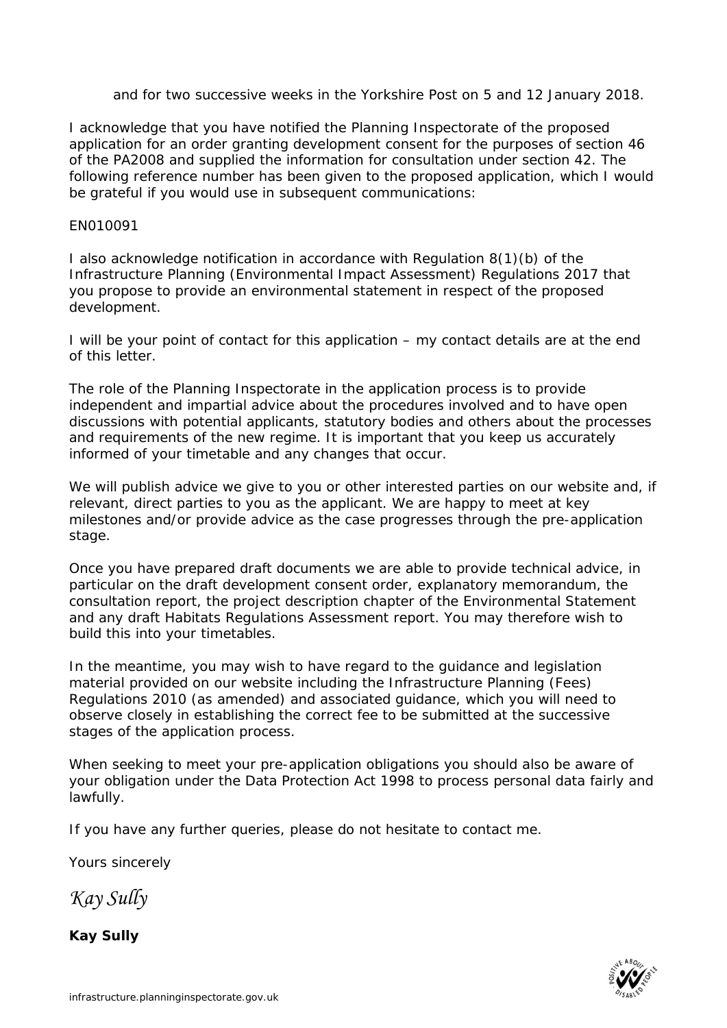and for two successive weeks in the Yorkshire Post on 5 and 12 January 2018.

I acknowledge that you have notified the Planning Inspectorate of the proposed application for an order granting development consent for the purposes of section 46 of the PA2008 and supplied the information for consultation under section 42. The following reference number has been given to the proposed application, which I would be grateful if you would use in subsequent communications:

EN010091

I also acknowledge notification in accordance with Regulation 8(1)(b) of the Infrastructure Planning (Environmental Impact Assessment) Regulations 2017 that you propose to provide an environmental statement in respect of the proposed development.

I will be your point of contact for this application – my contact details are at the end of this letter.

The role of the Planning Inspectorate in the application process is to provide independent and impartial advice about the procedures involved and to have open discussions with potential applicants, statutory bodies and others about the processes and requirements of the new regime. It is important that you keep us accurately informed of your timetable and any changes that occur.

We will publish advice we give to you or other interested parties on our website and, if relevant, direct parties to you as the applicant. We are happy to meet at key milestones and/or provide advice as the case progresses through the pre-application stage.

Once you have prepared draft documents we are able to provide technical advice, in particular on the draft development consent order, explanatory memorandum, the consultation report, the project description chapter of the Environmental Statement and any draft Habitats Regulations Assessment report. You may therefore wish to build this into your timetables.

In the meantime, you may wish to have regard to the guidance and legislation material provided on our website including the Infrastructure Planning (Fees) Regulations 2010 (as amended) and associated guidance, which you will need to observe closely in establishing the correct fee to be submitted at the successive stages of the application process.

When seeking to meet your pre-application obligations you should also be aware of your obligation under the Data Protection Act 1998 to process personal data fairly and lawfully.

If you have any further queries, please do not hesitate to contact me.

Yours sincerely

*Kay Sully*

**Kay Sully**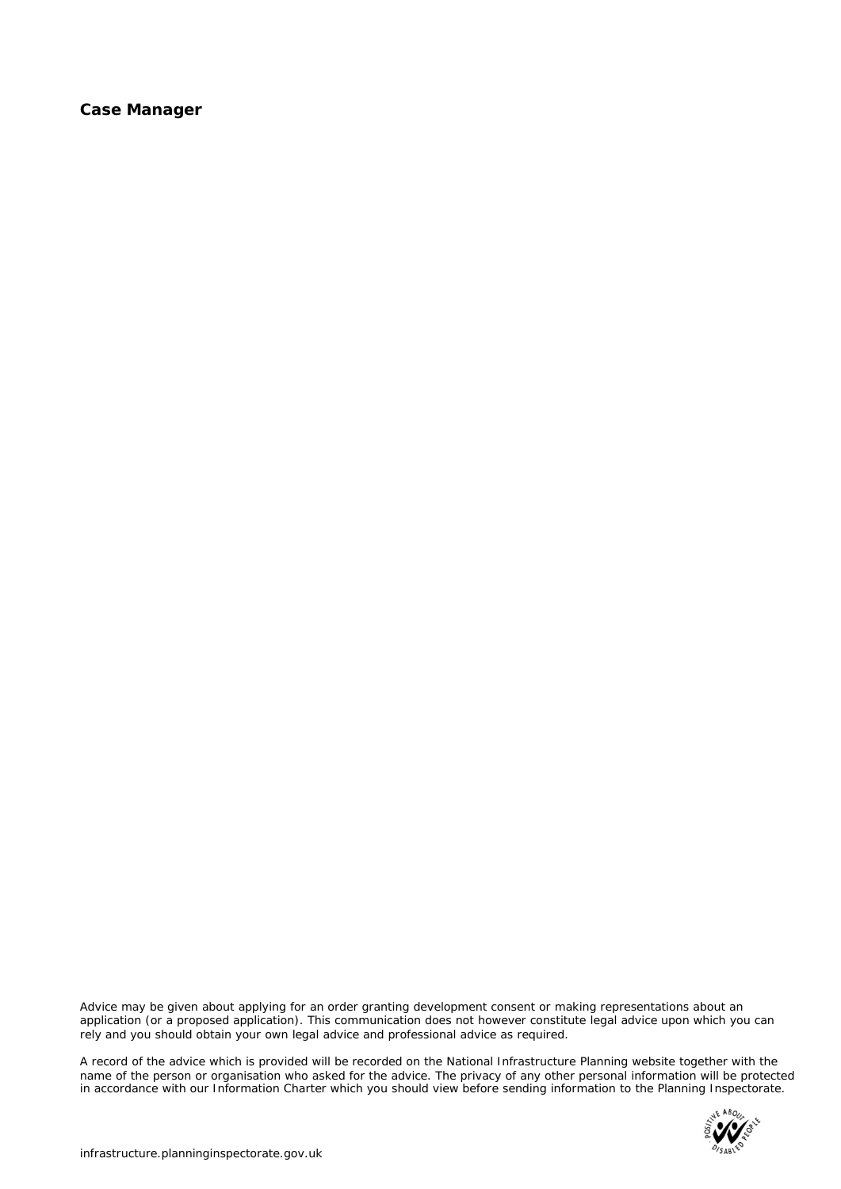**Case Manager**

Advice may be given about applying for an order granting development consent or making representations about an application (or a proposed application). This communication does not however constitute legal advice upon which you can rely and you should obtain your own legal advice and professional advice as required.

A record of the advice which is provided will be recorded on the National Infrastructure Planning website together with the name of the person or organisation who asked for the advice. The privacy of any other personal information will be protected in accordance with our Information Charter which you should view before sending information to the Planning Inspectorate.

infrastructure.planninginspectorate.gov.uk